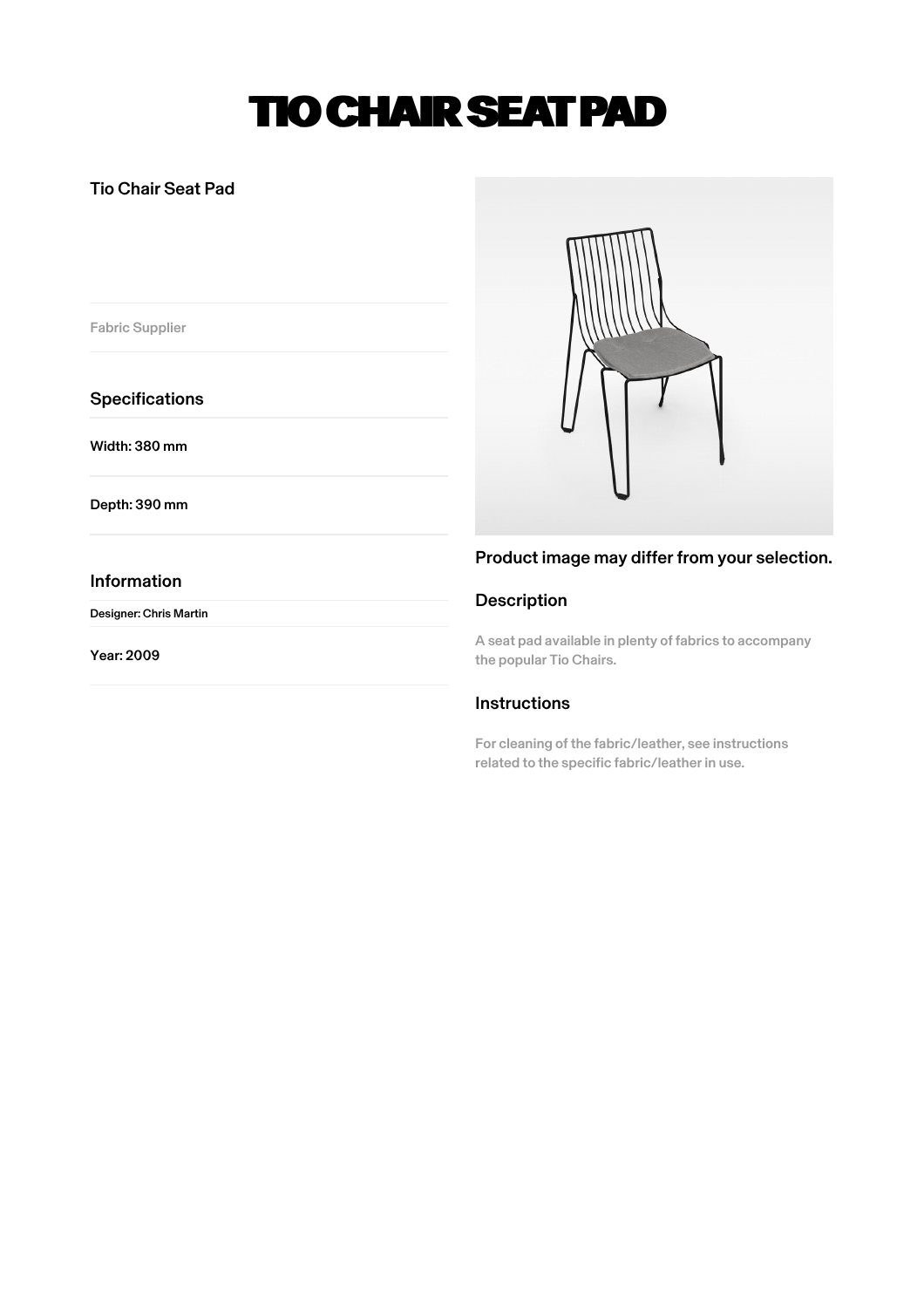# TIO CHAIR SEAT PAD

Tio Chair Seat Pad

Fabric Supplier

## Specifications

Width: 380 mm

Depth: 390 mm

## Information

Designer: Chris Martin

Year: 2009

Product image may differ from your selection.

## Description

A seat pad available in plenty of fabrics to accompany the popular Tio Chairs.

## Instructions

For cleaning of the fabric/leather, see instructions related to the specific fabric/leather in use.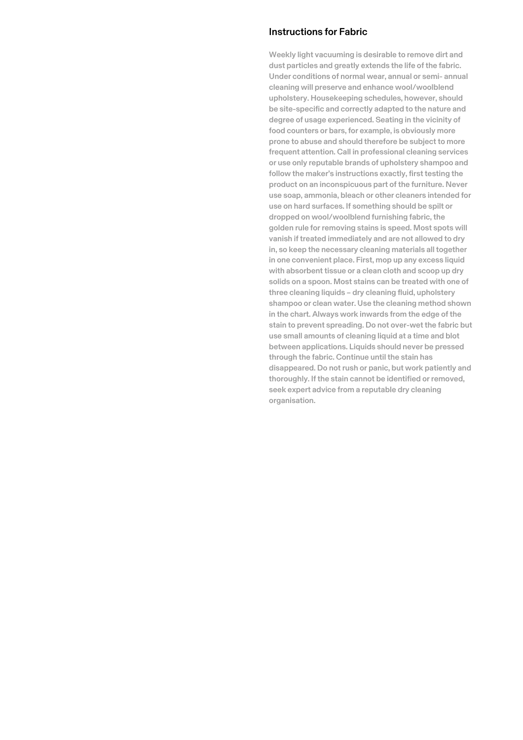## Instructions for Fabric

Weekly light vacuuming is desirable to remove dirt and dust particles and greatly extends the life of the fabric. Under conditions of normal wear, annual or semi- annual cleaning will preserve and enhance wool/woolblend upholstery. Housekeeping schedules, however, should be site-specific and correctly adapted to the nature and degree of usage experienced. Seating in the vicinity of food counters or bars, for example, is obviously more prone to abuse and should therefore be subject to more frequent attention. Call in professional cleaning services or use only reputable brands of upholstery shampoo and follow the maker's instructions exactly, first testing the product on an inconspicuous part of the furniture. Never use soap, ammonia, bleach or other cleaners intended for use on hard surfaces. If something should be spilt or dropped on wool/woolblend furnishing fabric, the golden rule for removing stains is speed. Most spots will vanish if treated immediately and are not allowed to dry in, so keep the necessary cleaning materials all together in one convenient place. First, mop up any excess liquid with absorbent tissue or a clean cloth and scoop up dry solids on a spoon. Most stains can be treated with one of three cleaning liquids – dry cleaning fluid, upholstery shampoo or clean water. Use the cleaning method shown in the chart. Always work inwards from the edge of the stain to prevent spreading. Do not over-wet the fabric but use small amounts of cleaning liquid at a time and blot between applications. Liquids should never be pressed through the fabric. Continue until the stain has disappeared. Do not rush or panic, but work patiently and thoroughly. If the stain cannot be identified or removed, seek expert advice from a reputable dry cleaning organisation.